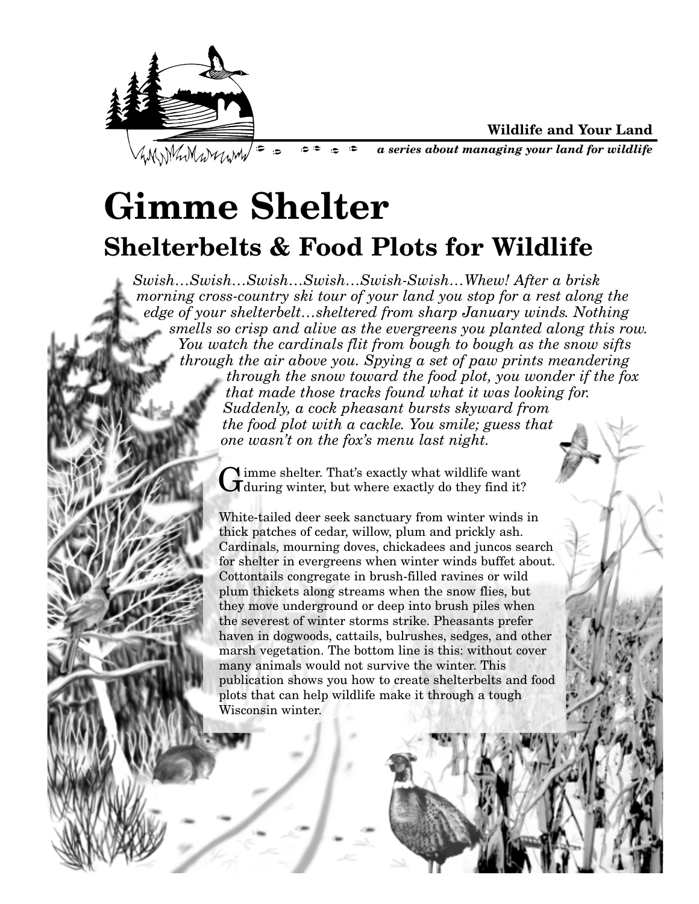**Wildlife and Your Land**

***a series about managing your land for wildlife***

# Gimme Shelter

## Shelterbelts & Food Plots for Wildlife

*Swish…Swish…Swish…Swish…Swish-Swish…Whew! After a brisk morning cross-country ski tour of your land you stop for a rest along the edge of your shelterbelt…sheltered from sharp January winds. Nothing smells so crisp and alive as the evergreens you planted along this row. You watch the cardinals flit from bough to bough as the snow sifts through the air above you. Spying a set of paw prints meandering through the snow toward the food plot, you wonder if the fox that made those tracks found what it was looking for. Suddenly, a cock pheasant bursts skyward from the food plot with a cackle. You smile; guess that one wasn't on the fox's menu last night.*

Gimme shelter. That's exactly what wildlife want during winter, but where exactly do they find it?

White-tailed deer seek sanctuary from winter winds in thick patches of cedar, willow, plum and prickly ash. Cardinals, mourning doves, chickadees and juncos search for shelter in evergreens when winter winds buffet about. Cottontails congregate in brush-filled ravines or wild plum thickets along streams when the snow flies, but they move underground or deep into brush piles when the severest of winter storms strike. Pheasants prefer haven in dogwoods, cattails, bulrushes, sedges, and other marsh vegetation. The bottom line is this: without cover many animals would not survive the winter. This publication shows you how to create shelterbelts and food plots that can help wildlife make it through a tough Wisconsin winter.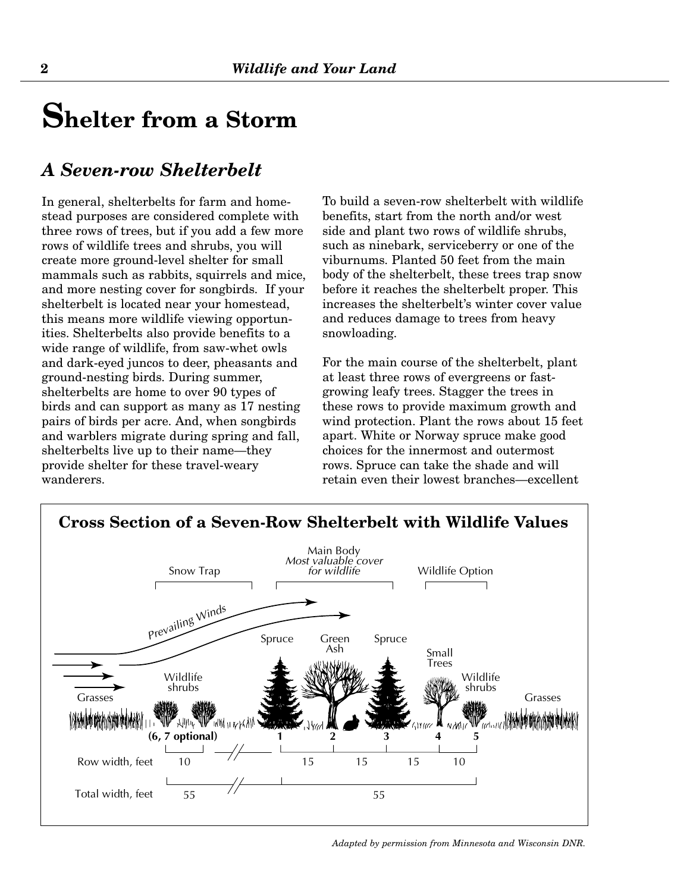# Shelter from a Storm

## *A Seven-row Shelterbelt*

In general, shelterbelts for farm and homestead purposes are considered complete with three rows of trees, but if you add a few more rows of wildlife trees and shrubs, you will create more ground-level shelter for small mammals such as rabbits, squirrels and mice, and more nesting cover for songbirds. If your shelterbelt is located near your homestead, this means more wildlife viewing opportunities. Shelterbelts also provide benefits to a wide range of wildlife, from saw-whet owls and dark-eyed juncos to deer, pheasants and ground-nesting birds. During summer, shelterbelts are home to over 90 types of birds and can support as many as 17 nesting pairs of birds per acre. And, when songbirds and warblers migrate during spring and fall, shelterbelts live up to their name—they provide shelter for these travel-weary wanderers.

To build a seven-row shelterbelt with wildlife benefits, start from the north and/or west side and plant two rows of wildlife shrubs, such as ninebark, serviceberry or one of the viburnums. Planted 50 feet from the main body of the shelterbelt, these trees trap snow before it reaches the shelterbelt proper. This increases the shelterbelt's winter cover value and reduces damage to trees from heavy snowloading.

For the main course of the shelterbelt, plant at least three rows of evergreens or fast-growing leafy trees. Stagger the trees in these rows to provide maximum growth and wind protection. Plant the rows about 15 feet apart. White or Norway spruce make good choices for the innermost and outermost rows. Spruce can take the shade and will retain even their lowest branches—excellent

**Cross Section of a Seven-Row Shelterbelt with Wildlife Values**

| | Snow Trap | Main Body *Most valuable cover for wildlife* | | | Wildlife Option | |
|---|---|---|---|---|---|---|
| Plantings | Wildlife shrubs | Spruce | Green Ash | Spruce | Small Trees | Wildlife shrubs |
| Row | (6, 7 optional) | 1 | 2 | 3 | 4 | 5 |
| Row width, feet | 10 | | 15 | 15 | 15 | 10 |
| Total width, feet | 55 | 55 | | | | |

*Adapted by permission from Minnesota and Wisconsin DNR.*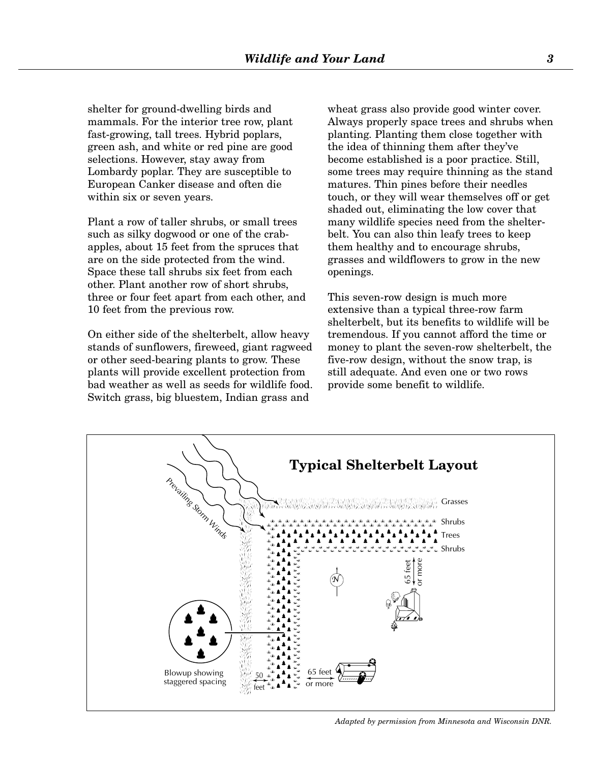shelter for ground-dwelling birds and mammals. For the interior tree row, plant fast-growing, tall trees. Hybrid poplars, green ash, and white or red pine are good selections. However, stay away from Lombardy poplar. They are susceptible to European Canker disease and often die within six or seven years.

Plant a row of taller shrubs, or small trees such as silky dogwood or one of the crab-apples, about 15 feet from the spruces that are on the side protected from the wind. Space these tall shrubs six feet from each other. Plant another row of short shrubs, three or four feet apart from each other, and 10 feet from the previous row.

On either side of the shelterbelt, allow heavy stands of sunflowers, fireweed, giant ragweed or other seed-bearing plants to grow. These plants will provide excellent protection from bad weather as well as seeds for wildlife food. Switch grass, big bluestem, Indian grass and wheat grass also provide good winter cover. Always properly space trees and shrubs when planting. Planting them close together with the idea of thinning them after they've become established is a poor practice. Still, some trees may require thinning as the stand matures. Thin pines before their needles touch, or they will wear themselves off or get shaded out, eliminating the low cover that many wildlife species need from the shelter-belt. You can also thin leafy trees to keep them healthy and to encourage shrubs, grasses and wildflowers to grow in the new openings.

This seven-row design is much more extensive than a typical three-row farm shelterbelt, but its benefits to wildlife will be tremendous. If you cannot afford the time or money to plant the seven-row shelterbelt, the five-row design, without the snow trap, is still adequate. And even one or two rows provide some benefit to wildlife.

**Typical Shelterbelt Layout**

Prevailing Storm Winds

Grasses

Shrubs

Trees

Shrubs

65 feet or more

N

Blowup showing staggered spacing

50 feet

65 feet or more

*Adapted by permission from Minnesota and Wisconsin DNR.*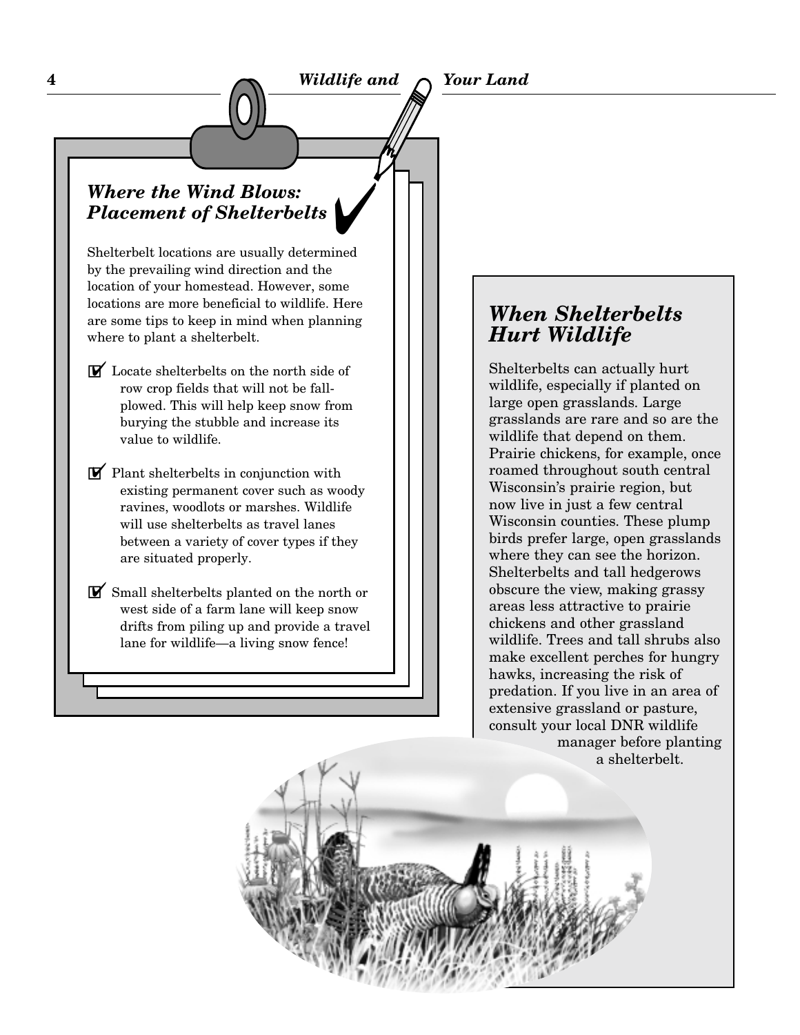## *Where the Wind Blows: Placement of Shelterbelts*

Shelterbelt locations are usually determined by the prevailing wind direction and the location of your homestead. However, some locations are more beneficial to wildlife. Here are some tips to keep in mind when planning where to plant a shelterbelt.

- ☑ Locate shelterbelts on the north side of row crop fields that will not be fall-plowed. This will help keep snow from burying the stubble and increase its value to wildlife.
- ☑ Plant shelterbelts in conjunction with existing permanent cover such as woody ravines, woodlots or marshes. Wildlife will use shelterbelts as travel lanes between a variety of cover types if they are situated properly.
- ☑ Small shelterbelts planted on the north or west side of a farm lane will keep snow drifts from piling up and provide a travel lane for wildlife—a living snow fence!

## *When Shelterbelts Hurt Wildlife*

Shelterbelts can actually hurt wildlife, especially if planted on large open grasslands. Large grasslands are rare and so are the wildlife that depend on them. Prairie chickens, for example, once roamed throughout south central Wisconsin's prairie region, but now live in just a few central Wisconsin counties. These plump birds prefer large, open grasslands where they can see the horizon. Shelterbelts and tall hedgerows obscure the view, making grassy areas less attractive to prairie chickens and other grassland wildlife. Trees and tall shrubs also make excellent perches for hungry hawks, increasing the risk of predation. If you live in an area of extensive grassland or pasture, consult your local DNR wildlife manager before planting a shelterbelt.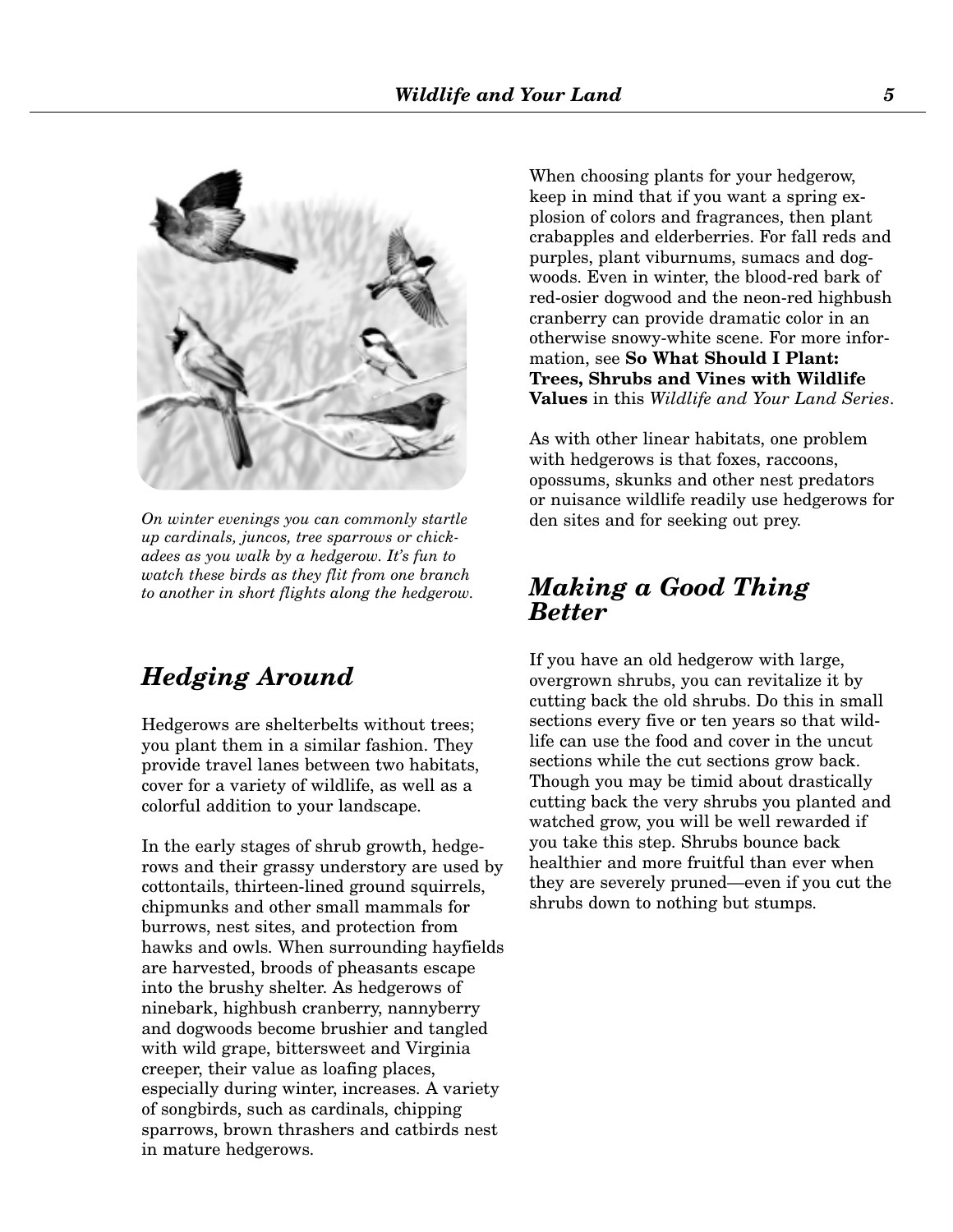*On winter evenings you can commonly startle up cardinals, juncos, tree sparrows or chickadees as you walk by a hedgerow. It's fun to watch these birds as they flit from one branch to another in short flights along the hedgerow.*

## *Hedging Around*

Hedgerows are shelterbelts without trees; you plant them in a similar fashion. They provide travel lanes between two habitats, cover for a variety of wildlife, as well as a colorful addition to your landscape.

In the early stages of shrub growth, hedgerows and their grassy understory are used by cottontails, thirteen-lined ground squirrels, chipmunks and other small mammals for burrows, nest sites, and protection from hawks and owls. When surrounding hayfields are harvested, broods of pheasants escape into the brushy shelter. As hedgerows of ninebark, highbush cranberry, nannyberry and dogwoods become brushier and tangled with wild grape, bittersweet and Virginia creeper, their value as loafing places, especially during winter, increases. A variety of songbirds, such as cardinals, chipping sparrows, brown thrashers and catbirds nest in mature hedgerows.

When choosing plants for your hedgerow, keep in mind that if you want a spring explosion of colors and fragrances, then plant crabapples and elderberries. For fall reds and purples, plant viburnums, sumacs and dogwoods. Even in winter, the blood-red bark of red-osier dogwood and the neon-red highbush cranberry can provide dramatic color in an otherwise snowy-white scene. For more information, see **So What Should I Plant: Trees, Shrubs and Vines with Wildlife Values** in this *Wildlife and Your Land Series*.

As with other linear habitats, one problem with hedgerows is that foxes, raccoons, opossums, skunks and other nest predators or nuisance wildlife readily use hedgerows for den sites and for seeking out prey.

## *Making a Good Thing Better*

If you have an old hedgerow with large, overgrown shrubs, you can revitalize it by cutting back the old shrubs. Do this in small sections every five or ten years so that wildlife can use the food and cover in the uncut sections while the cut sections grow back. Though you may be timid about drastically cutting back the very shrubs you planted and watched grow, you will be well rewarded if you take this step. Shrubs bounce back healthier and more fruitful than ever when they are severely pruned—even if you cut the shrubs down to nothing but stumps.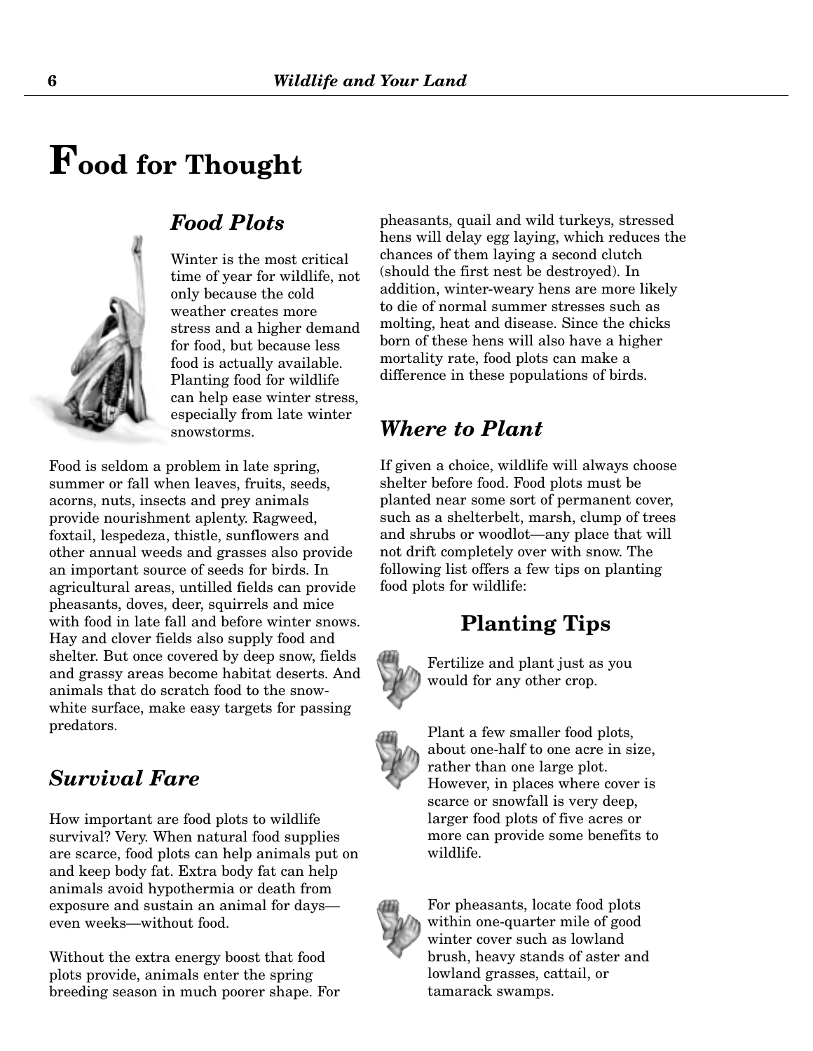# Food for Thought

## *Food Plots*

Winter is the most critical time of year for wildlife, not only because the cold weather creates more stress and a higher demand for food, but because less food is actually available. Planting food for wildlife can help ease winter stress, especially from late winter snowstorms.

Food is seldom a problem in late spring, summer or fall when leaves, fruits, seeds, acorns, nuts, insects and prey animals provide nourishment aplenty. Ragweed, foxtail, lespedeza, thistle, sunflowers and other annual weeds and grasses also provide an important source of seeds for birds. In agricultural areas, untilled fields can provide pheasants, doves, deer, squirrels and mice with food in late fall and before winter snows. Hay and clover fields also supply food and shelter. But once covered by deep snow, fields and grassy areas become habitat deserts. And animals that do scratch food to the snow-white surface, make easy targets for passing predators.

## *Survival Fare*

How important are food plots to wildlife survival? Very. When natural food supplies are scarce, food plots can help animals put on and keep body fat. Extra body fat can help animals avoid hypothermia or death from exposure and sustain an animal for days—even weeks—without food.

Without the extra energy boost that food plots provide, animals enter the spring breeding season in much poorer shape. For pheasants, quail and wild turkeys, stressed hens will delay egg laying, which reduces the chances of them laying a second clutch (should the first nest be destroyed). In addition, winter-weary hens are more likely to die of normal summer stresses such as molting, heat and disease. Since the chicks born of these hens will also have a higher mortality rate, food plots can make a difference in these populations of birds.

## *Where to Plant*

If given a choice, wildlife will always choose shelter before food. Food plots must be planted near some sort of permanent cover, such as a shelterbelt, marsh, clump of trees and shrubs or woodlot—any place that will not drift completely over with snow. The following list offers a few tips on planting food plots for wildlife:

### Planting Tips

- Fertilize and plant just as you would for any other crop.
- Plant a few smaller food plots, about one-half to one acre in size, rather than one large plot. However, in places where cover is scarce or snowfall is very deep, larger food plots of five acres or more can provide some benefits to wildlife.
- For pheasants, locate food plots within one-quarter mile of good winter cover such as lowland brush, heavy stands of aster and lowland grasses, cattail, or tamarack swamps.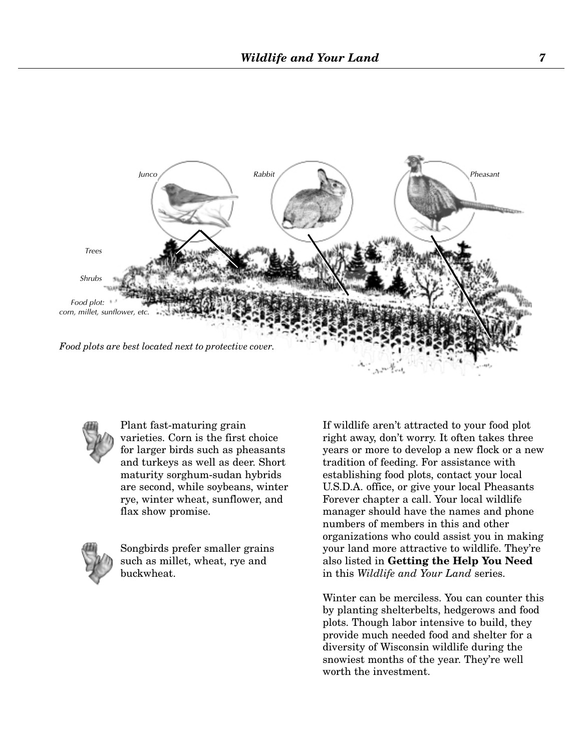Junco

Rabbit

Pheasant

Trees

Shrubs

Food plot: corn, millet, sunflower, etc.

*Food plots are best located next to protective cover.*

Plant fast-maturing grain varieties. Corn is the first choice for larger birds such as pheasants and turkeys as well as deer. Short maturity sorghum-sudan hybrids are second, while soybeans, winter rye, winter wheat, sunflower, and flax show promise.

Songbirds prefer smaller grains such as millet, wheat, rye and buckwheat.

If wildlife aren't attracted to your food plot right away, don't worry. It often takes three years or more to develop a new flock or a new tradition of feeding. For assistance with establishing food plots, contact your local U.S.D.A. office, or give your local Pheasants Forever chapter a call. Your local wildlife manager should have the names and phone numbers of members in this and other organizations who could assist you in making your land more attractive to wildlife. They're also listed in **Getting the Help You Need** in this *Wildlife and Your Land* series.

Winter can be merciless. You can counter this by planting shelterbelts, hedgerows and food plots. Though labor intensive to build, they provide much needed food and shelter for a diversity of Wisconsin wildlife during the snowiest months of the year. They're well worth the investment.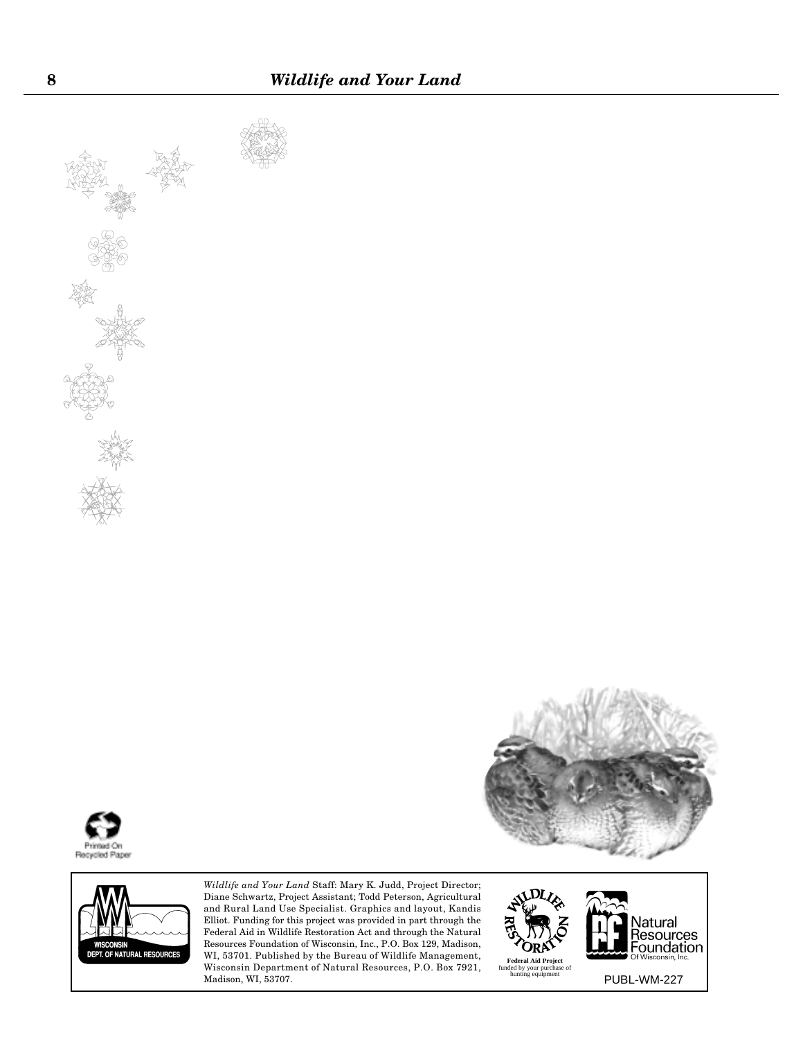Printed On Recycled Paper

*Wildlife and Your Land* Staff: Mary K. Judd, Project Director; Diane Schwartz, Project Assistant; Todd Peterson, Agricultural and Rural Land Use Specialist. Graphics and layout, Kandis Elliot. Funding for this project was provided in part through the Federal Aid in Wildlife Restoration Act and through the Natural Resources Foundation of Wisconsin, Inc., P.O. Box 129, Madison, WI, 53701. Published by the Bureau of Wildlife Management, Wisconsin Department of Natural Resources, P.O. Box 7921, Madison, WI, 53707.

WISCONSIN DEPT. OF NATURAL RESOURCES

WILDLIFE RESTORATION

**Federal Aid Project**
funded by your purchase of hunting equipment

Natural Resources Foundation Of Wisconsin, Inc.

PUBL-WM-227